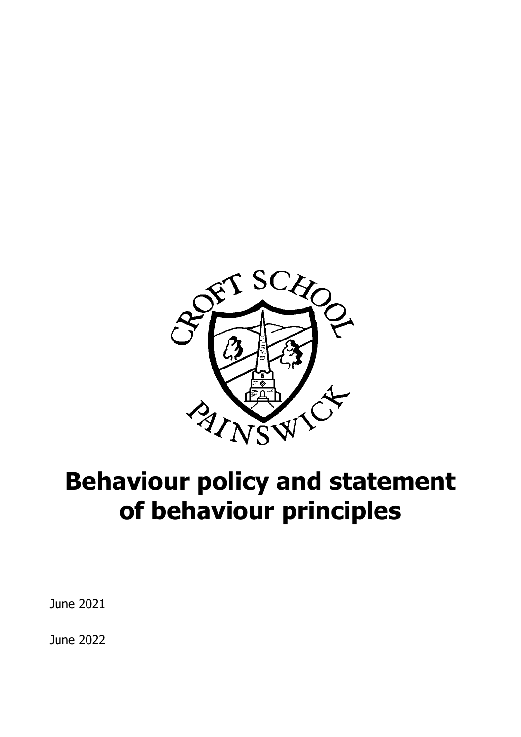# Behaviour policy and statement of behaviour principles

June 2021

June 2022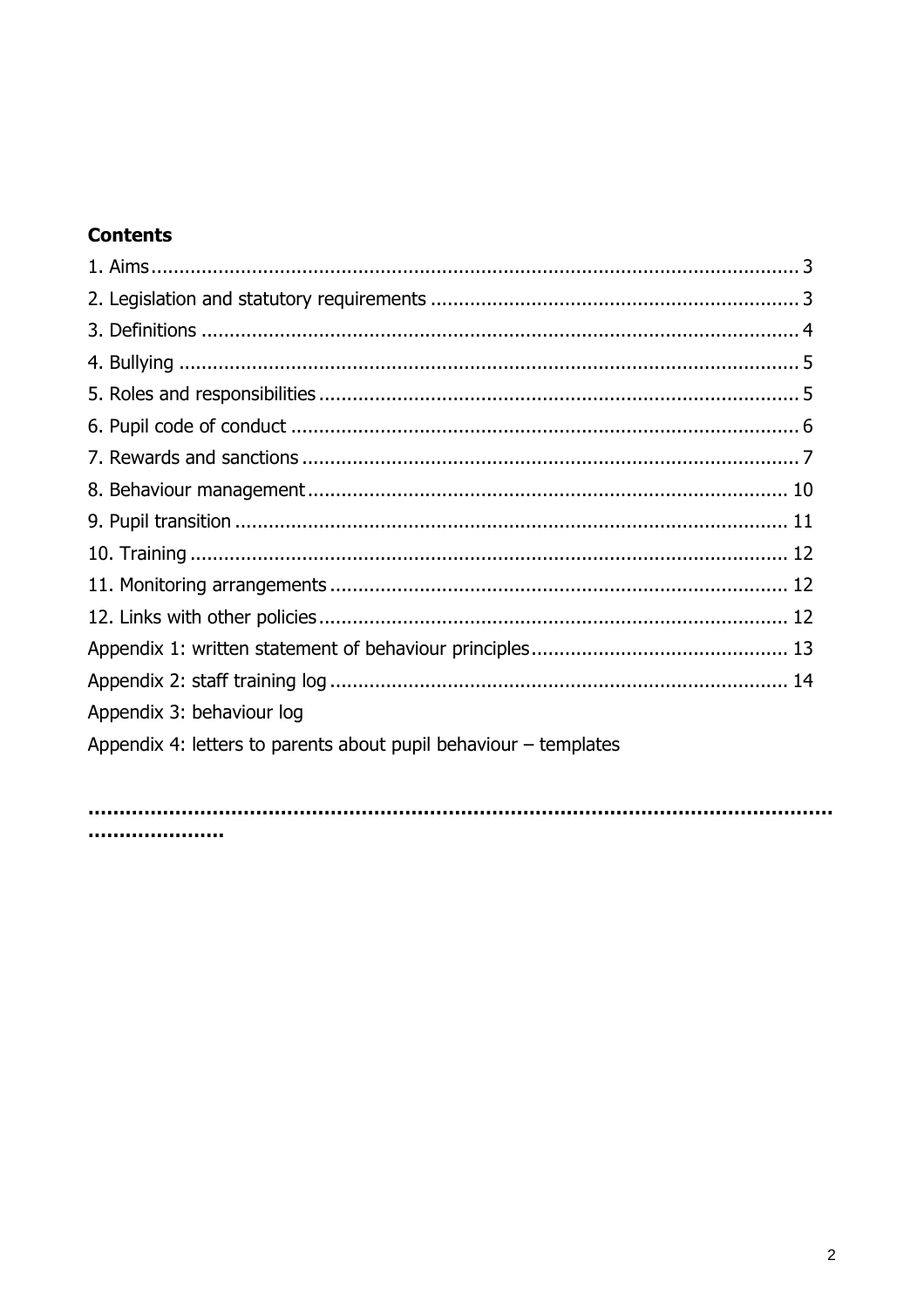**Contents**

1. Aims ........................................................................................................ 3
2. Legislation and statutory requirements .................................................................. 3
3. Definitions ........................................................................................................ 4
4. Bullying .......................................................................................................... 5
5. Roles and responsibilities ..................................................................................... 5
6. Pupil code of conduct ......................................................................................... 6
7. Rewards and sanctions ........................................................................................ 7
8. Behaviour management ...................................................................................... 10
9. Pupil transition ................................................................................................. 11
10. Training ......................................................................................................... 12
11. Monitoring arrangements .................................................................................. 12
12. Links with other policies .................................................................................... 12

Appendix 1: written statement of behaviour principles .............................................. 13
Appendix 2: staff training log .................................................................................. 14
Appendix 3: behaviour log
Appendix 4: letters to parents about pupil behaviour – templates

**......................................................................................................................**
**.....................**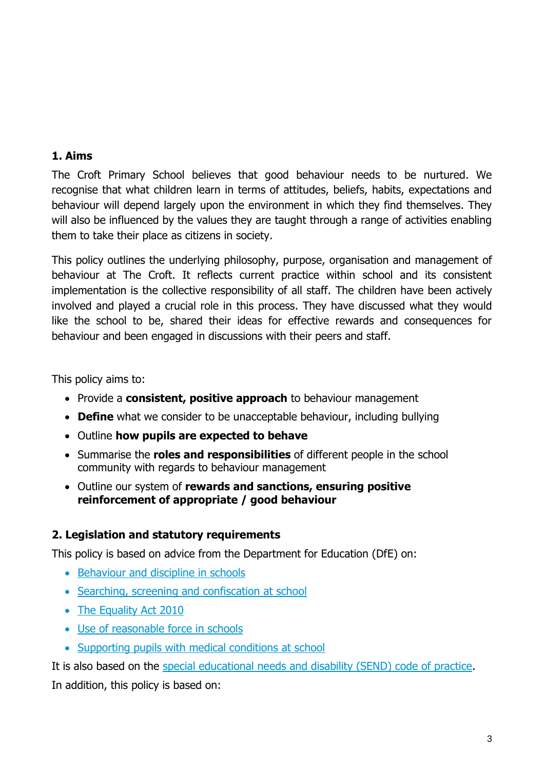## 1. Aims

The Croft Primary School believes that good behaviour needs to be nurtured. We recognise that what children learn in terms of attitudes, beliefs, habits, expectations and behaviour will depend largely upon the environment in which they find themselves. They will also be influenced by the values they are taught through a range of activities enabling them to take their place as citizens in society.

This policy outlines the underlying philosophy, purpose, organisation and management of behaviour at The Croft. It reflects current practice within school and its consistent implementation is the collective responsibility of all staff. The children have been actively involved and played a crucial role in this process. They have discussed what they would like the school to be, shared their ideas for effective rewards and consequences for behaviour and been engaged in discussions with their peers and staff.

This policy aims to:

- Provide a **consistent, positive approach** to behaviour management
- **Define** what we consider to be unacceptable behaviour, including bullying
- Outline **how pupils are expected to behave**
- Summarise the **roles and responsibilities** of different people in the school community with regards to behaviour management
- Outline our system of **rewards and sanctions, ensuring positive reinforcement of appropriate / good behaviour**

## 2. Legislation and statutory requirements

This policy is based on advice from the Department for Education (DfE) on:

- Behaviour and discipline in schools
- Searching, screening and confiscation at school
- The Equality Act 2010
- Use of reasonable force in schools
- Supporting pupils with medical conditions at school

It is also based on the special educational needs and disability (SEND) code of practice.

In addition, this policy is based on: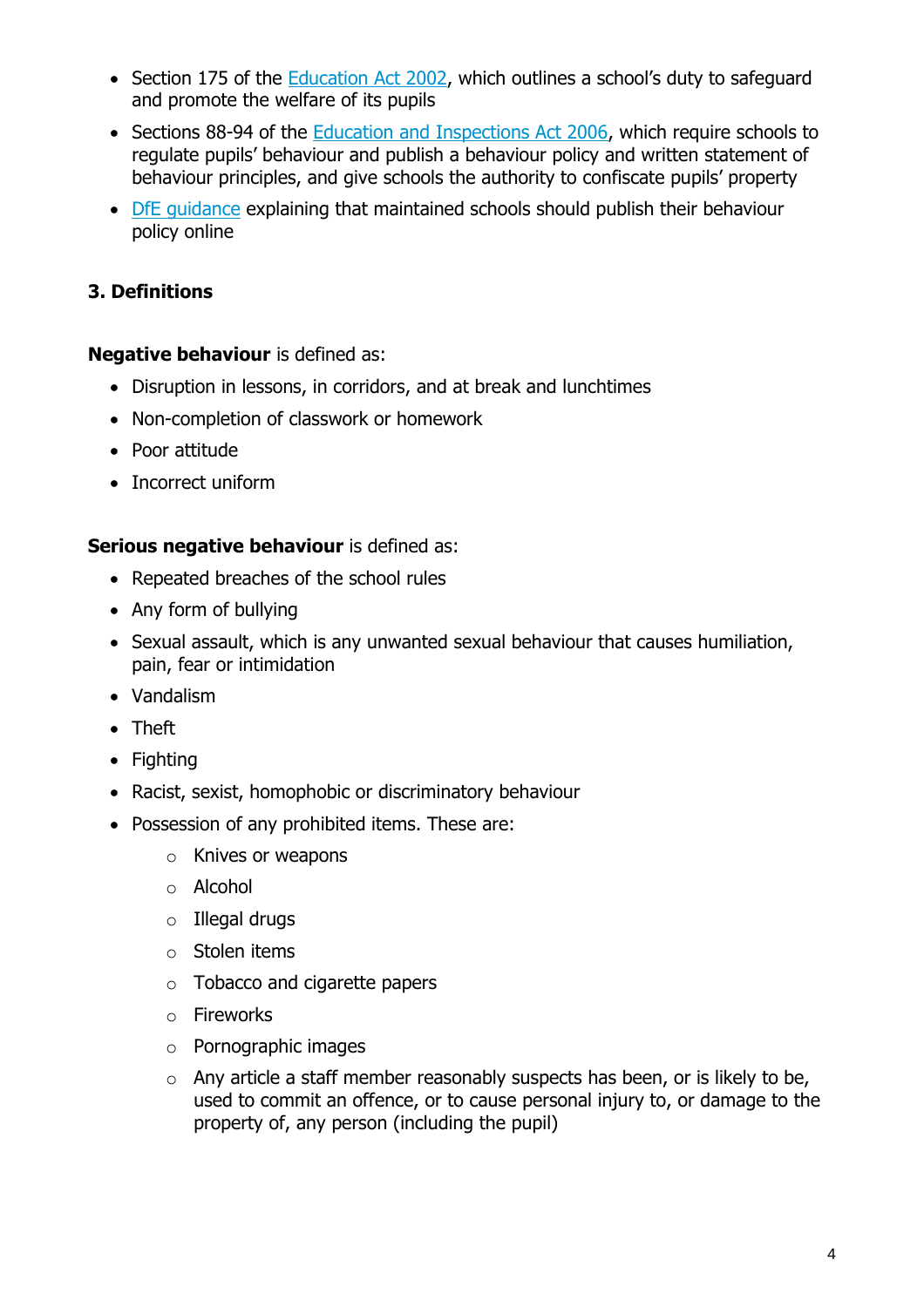- Section 175 of the Education Act 2002, which outlines a school's duty to safeguard and promote the welfare of its pupils
- Sections 88-94 of the Education and Inspections Act 2006, which require schools to regulate pupils' behaviour and publish a behaviour policy and written statement of behaviour principles, and give schools the authority to confiscate pupils' property
- DfE guidance explaining that maintained schools should publish their behaviour policy online

## 3. Definitions

**Negative behaviour** is defined as:

- Disruption in lessons, in corridors, and at break and lunchtimes
- Non-completion of classwork or homework
- Poor attitude
- Incorrect uniform

**Serious negative behaviour** is defined as:

- Repeated breaches of the school rules
- Any form of bullying
- Sexual assault, which is any unwanted sexual behaviour that causes humiliation, pain, fear or intimidation
- Vandalism
- Theft
- Fighting
- Racist, sexist, homophobic or discriminatory behaviour
- Possession of any prohibited items. These are:
    - Knives or weapons
    - Alcohol
    - Illegal drugs
    - Stolen items
    - Tobacco and cigarette papers
    - Fireworks
    - Pornographic images
    - Any article a staff member reasonably suspects has been, or is likely to be, used to commit an offence, or to cause personal injury to, or damage to the property of, any person (including the pupil)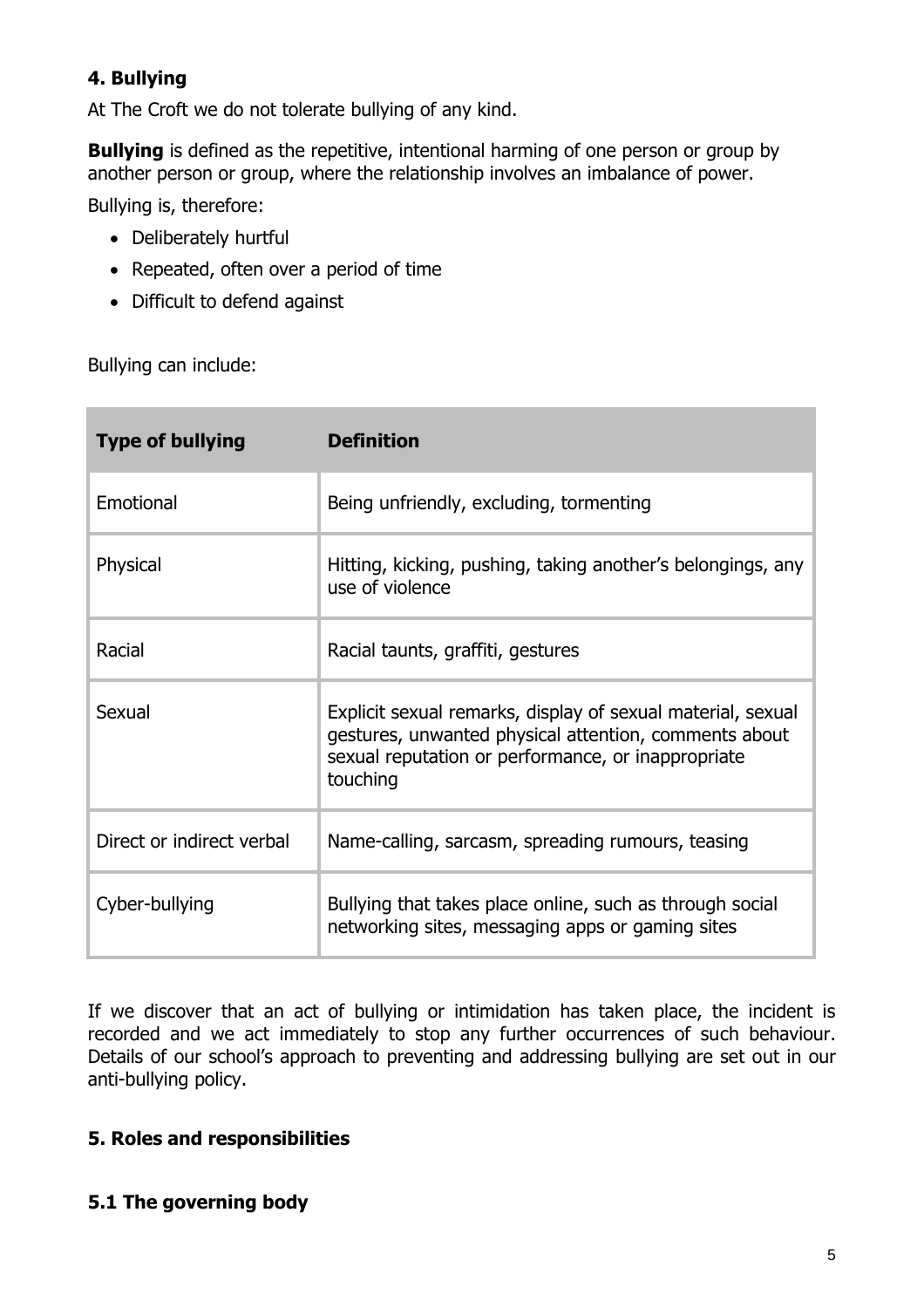## 4. Bullying

At The Croft we do not tolerate bullying of any kind.

**Bullying** is defined as the repetitive, intentional harming of one person or group by another person or group, where the relationship involves an imbalance of power.

Bullying is, therefore:

- Deliberately hurtful
- Repeated, often over a period of time
- Difficult to defend against

Bullying can include:

| Type of bullying | Definition |
|---|---|
| Emotional | Being unfriendly, excluding, tormenting |
| Physical | Hitting, kicking, pushing, taking another's belongings, any use of violence |
| Racial | Racial taunts, graffiti, gestures |
| Sexual | Explicit sexual remarks, display of sexual material, sexual gestures, unwanted physical attention, comments about sexual reputation or performance, or inappropriate touching |
| Direct or indirect verbal | Name-calling, sarcasm, spreading rumours, teasing |
| Cyber-bullying | Bullying that takes place online, such as through social networking sites, messaging apps or gaming sites |

If we discover that an act of bullying or intimidation has taken place, the incident is recorded and we act immediately to stop any further occurrences of such behaviour. Details of our school's approach to preventing and addressing bullying are set out in our anti-bullying policy.

## 5. Roles and responsibilities

### 5.1 The governing body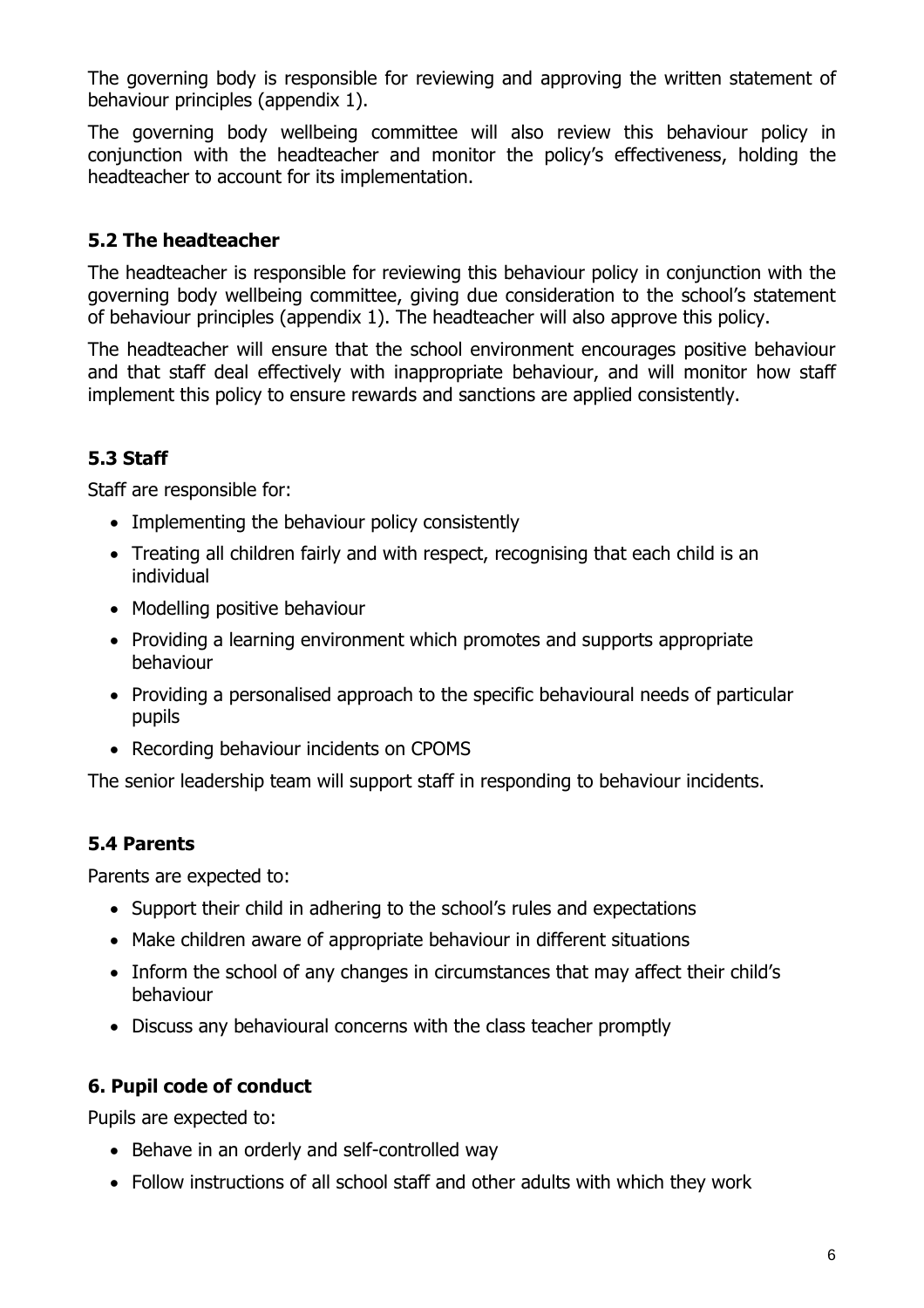The governing body is responsible for reviewing and approving the written statement of behaviour principles (appendix 1).

The governing body wellbeing committee will also review this behaviour policy in conjunction with the headteacher and monitor the policy's effectiveness, holding the headteacher to account for its implementation.

### 5.2 The headteacher

The headteacher is responsible for reviewing this behaviour policy in conjunction with the governing body wellbeing committee, giving due consideration to the school's statement of behaviour principles (appendix 1). The headteacher will also approve this policy.

The headteacher will ensure that the school environment encourages positive behaviour and that staff deal effectively with inappropriate behaviour, and will monitor how staff implement this policy to ensure rewards and sanctions are applied consistently.

### 5.3 Staff

Staff are responsible for:

- Implementing the behaviour policy consistently
- Treating all children fairly and with respect, recognising that each child is an individual
- Modelling positive behaviour
- Providing a learning environment which promotes and supports appropriate behaviour
- Providing a personalised approach to the specific behavioural needs of particular pupils
- Recording behaviour incidents on CPOMS

The senior leadership team will support staff in responding to behaviour incidents.

### 5.4 Parents

Parents are expected to:

- Support their child in adhering to the school's rules and expectations
- Make children aware of appropriate behaviour in different situations
- Inform the school of any changes in circumstances that may affect their child's behaviour
- Discuss any behavioural concerns with the class teacher promptly

## 6. Pupil code of conduct

Pupils are expected to:

- Behave in an orderly and self-controlled way
- Follow instructions of all school staff and other adults with which they work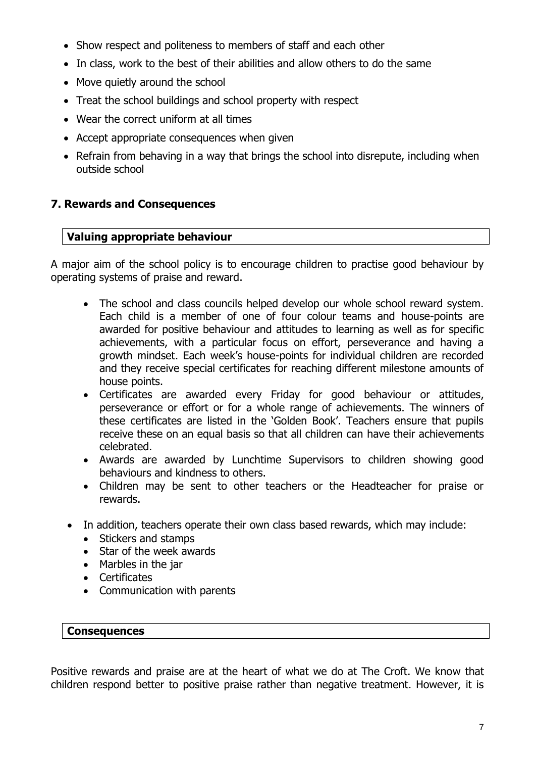- Show respect and politeness to members of staff and each other
- In class, work to the best of their abilities and allow others to do the same
- Move quietly around the school
- Treat the school buildings and school property with respect
- Wear the correct uniform at all times
- Accept appropriate consequences when given
- Refrain from behaving in a way that brings the school into disrepute, including when outside school

## 7. Rewards and Consequences

**Valuing appropriate behaviour**

A major aim of the school policy is to encourage children to practise good behaviour by operating systems of praise and reward.

- The school and class councils helped develop our whole school reward system. Each child is a member of one of four colour teams and house-points are awarded for positive behaviour and attitudes to learning as well as for specific achievements, with a particular focus on effort, perseverance and having a growth mindset. Each week's house-points for individual children are recorded and they receive special certificates for reaching different milestone amounts of house points.
- Certificates are awarded every Friday for good behaviour or attitudes, perseverance or effort or for a whole range of achievements. The winners of these certificates are listed in the 'Golden Book'. Teachers ensure that pupils receive these on an equal basis so that all children can have their achievements celebrated.
- Awards are awarded by Lunchtime Supervisors to children showing good behaviours and kindness to others.
- Children may be sent to other teachers or the Headteacher for praise or rewards.

- In addition, teachers operate their own class based rewards, which may include:
  - Stickers and stamps
  - Star of the week awards
  - Marbles in the jar
  - Certificates
  - Communication with parents

**Consequences**

Positive rewards and praise are at the heart of what we do at The Croft. We know that children respond better to positive praise rather than negative treatment. However, it is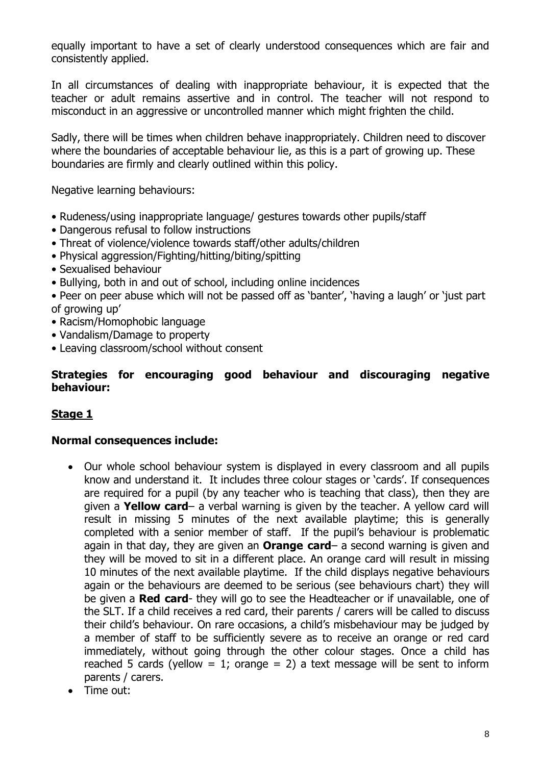equally important to have a set of clearly understood consequences which are fair and consistently applied.

In all circumstances of dealing with inappropriate behaviour, it is expected that the teacher or adult remains assertive and in control. The teacher will not respond to misconduct in an aggressive or uncontrolled manner which might frighten the child.

Sadly, there will be times when children behave inappropriately. Children need to discover where the boundaries of acceptable behaviour lie, as this is a part of growing up. These boundaries are firmly and clearly outlined within this policy.

Negative learning behaviours:

- Rudeness/using inappropriate language/ gestures towards other pupils/staff
- Dangerous refusal to follow instructions
- Threat of violence/violence towards staff/other adults/children
- Physical aggression/Fighting/hitting/biting/spitting
- Sexualised behaviour
- Bullying, both in and out of school, including online incidences
- Peer on peer abuse which will not be passed off as 'banter', 'having a laugh' or 'just part of growing up'
- Racism/Homophobic language
- Vandalism/Damage to property
- Leaving classroom/school without consent

**Strategies for encouraging good behaviour and discouraging negative behaviour:**

**<u>Stage 1</u>**

**Normal consequences include:**

- Our whole school behaviour system is displayed in every classroom and all pupils know and understand it. It includes three colour stages or 'cards'. If consequences are required for a pupil (by any teacher who is teaching that class), then they are given a **Yellow card**– a verbal warning is given by the teacher. A yellow card will result in missing 5 minutes of the next available playtime; this is generally completed with a senior member of staff. If the pupil's behaviour is problematic again in that day, they are given an **Orange card**– a second warning is given and they will be moved to sit in a different place. An orange card will result in missing 10 minutes of the next available playtime. If the child displays negative behaviours again or the behaviours are deemed to be serious (see behaviours chart) they will be given a **Red card**- they will go to see the Headteacher or if unavailable, one of the SLT. If a child receives a red card, their parents / carers will be called to discuss their child's behaviour. On rare occasions, a child's misbehaviour may be judged by a member of staff to be sufficiently severe as to receive an orange or red card immediately, without going through the other colour stages. Once a child has reached 5 cards (yellow = 1; orange = 2) a text message will be sent to inform parents / carers.
- Time out: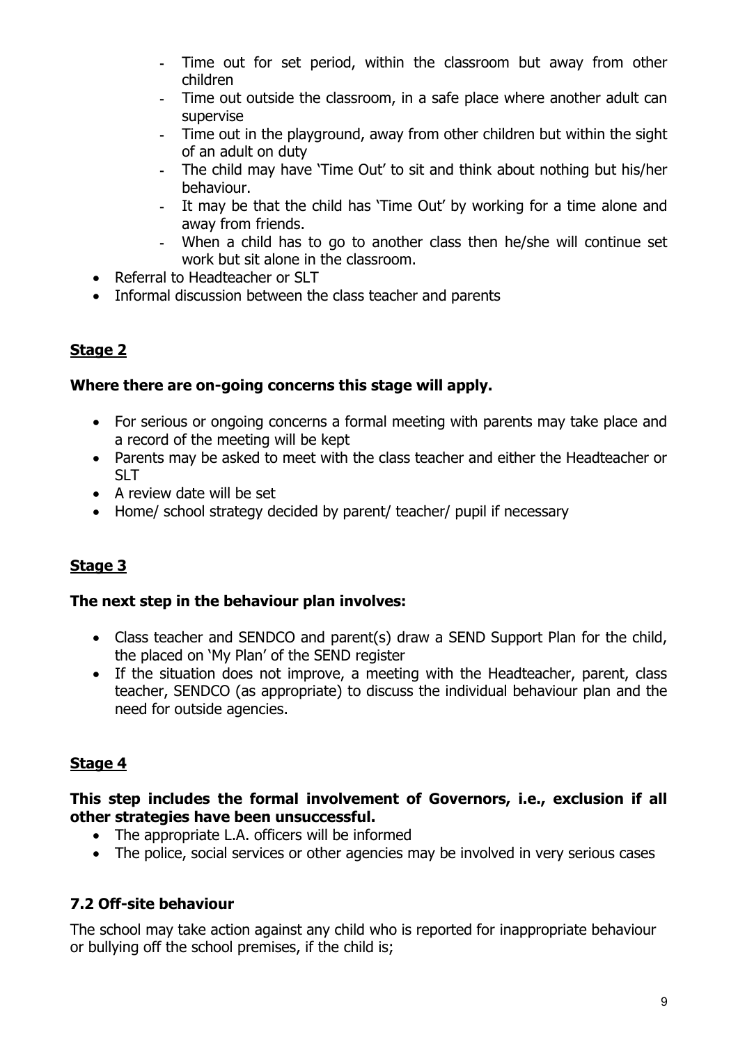- Time out for set period, within the classroom but away from other children
  - Time out outside the classroom, in a safe place where another adult can supervise
  - Time out in the playground, away from other children but within the sight of an adult on duty
  - The child may have 'Time Out' to sit and think about nothing but his/her behaviour.
  - It may be that the child has 'Time Out' by working for a time alone and away from friends.
  - When a child has to go to another class then he/she will continue set work but sit alone in the classroom.
- Referral to Headteacher or SLT
- Informal discussion between the class teacher and parents

**Stage 2**

**Where there are on-going concerns this stage will apply.**

- For serious or ongoing concerns a formal meeting with parents may take place and a record of the meeting will be kept
- Parents may be asked to meet with the class teacher and either the Headteacher or SLT
- A review date will be set
- Home/ school strategy decided by parent/ teacher/ pupil if necessary

**Stage 3**

**The next step in the behaviour plan involves:**

- Class teacher and SENDCO and parent(s) draw a SEND Support Plan for the child, the placed on 'My Plan' of the SEND register
- If the situation does not improve, a meeting with the Headteacher, parent, class teacher, SENDCO (as appropriate) to discuss the individual behaviour plan and the need for outside agencies.

**Stage 4**

**This step includes the formal involvement of Governors, i.e., exclusion if all other strategies have been unsuccessful.**

- The appropriate L.A. officers will be informed
- The police, social services or other agencies may be involved in very serious cases

### 7.2 Off-site behaviour

The school may take action against any child who is reported for inappropriate behaviour or bullying off the school premises, if the child is;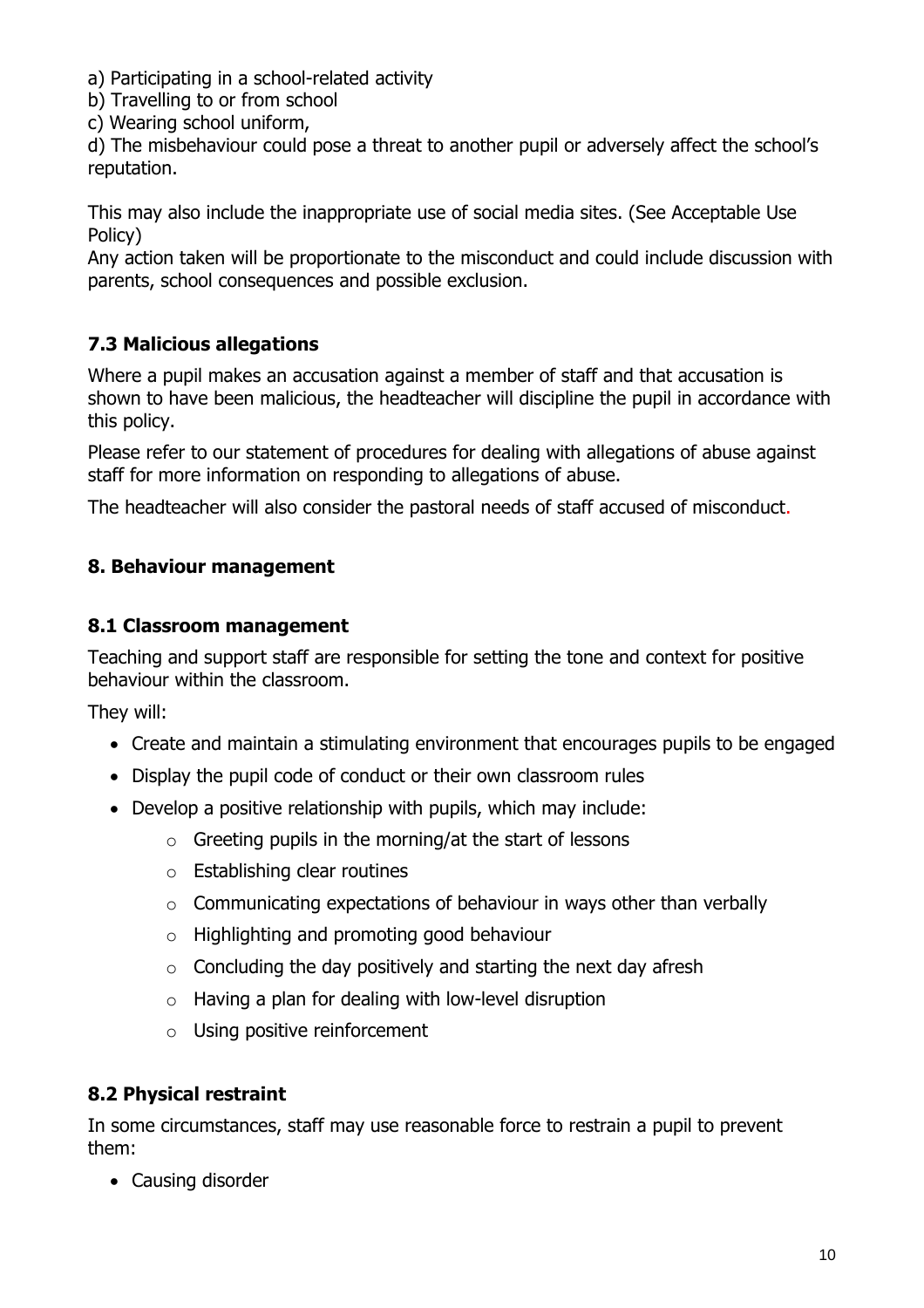a) Participating in a school-related activity
b) Travelling to or from school
c) Wearing school uniform,
d) The misbehaviour could pose a threat to another pupil or adversely affect the school's reputation.

This may also include the inappropriate use of social media sites. (See Acceptable Use Policy)
Any action taken will be proportionate to the misconduct and could include discussion with parents, school consequences and possible exclusion.

### 7.3 Malicious allegations

Where a pupil makes an accusation against a member of staff and that accusation is shown to have been malicious, the headteacher will discipline the pupil in accordance with this policy.

Please refer to our statement of procedures for dealing with allegations of abuse against staff for more information on responding to allegations of abuse.

The headteacher will also consider the pastoral needs of staff accused of misconduct.

## 8. Behaviour management

### 8.1 Classroom management

Teaching and support staff are responsible for setting the tone and context for positive behaviour within the classroom.

They will:

- Create and maintain a stimulating environment that encourages pupils to be engaged
- Display the pupil code of conduct or their own classroom rules
- Develop a positive relationship with pupils, which may include:
    - Greeting pupils in the morning/at the start of lessons
    - Establishing clear routines
    - Communicating expectations of behaviour in ways other than verbally
    - Highlighting and promoting good behaviour
    - Concluding the day positively and starting the next day afresh
    - Having a plan for dealing with low-level disruption
    - Using positive reinforcement

### 8.2 Physical restraint

In some circumstances, staff may use reasonable force to restrain a pupil to prevent them:

- Causing disorder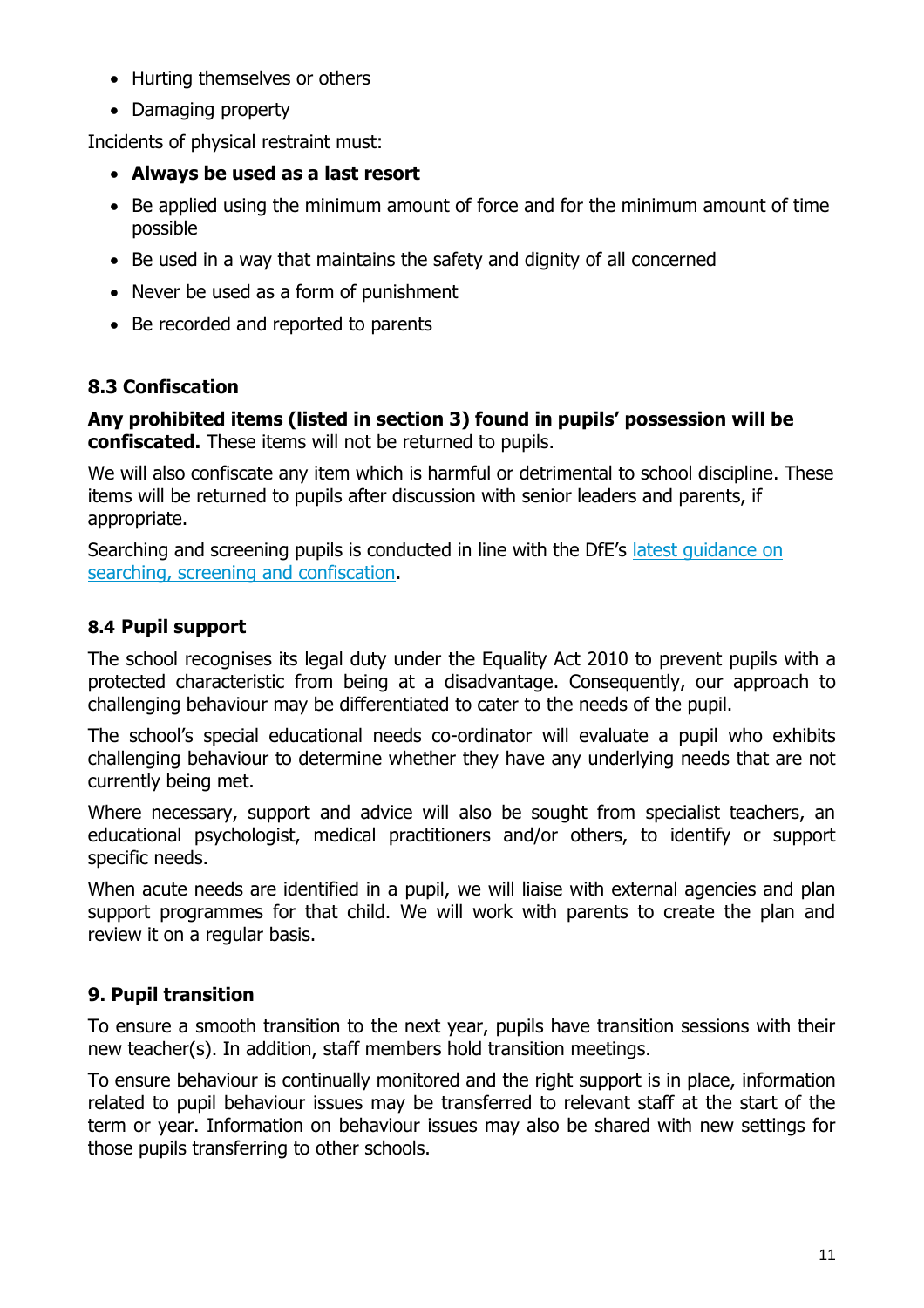- Hurting themselves or others
- Damaging property

Incidents of physical restraint must:

- **Always be used as a last resort**
- Be applied using the minimum amount of force and for the minimum amount of time possible
- Be used in a way that maintains the safety and dignity of all concerned
- Never be used as a form of punishment
- Be recorded and reported to parents

### 8.3 Confiscation

**Any prohibited items (listed in section 3) found in pupils' possession will be confiscated.** These items will not be returned to pupils.

We will also confiscate any item which is harmful or detrimental to school discipline. These items will be returned to pupils after discussion with senior leaders and parents, if appropriate.

Searching and screening pupils is conducted in line with the DfE's [latest guidance on searching, screening and confiscation](#).

### 8.4 Pupil support

The school recognises its legal duty under the Equality Act 2010 to prevent pupils with a protected characteristic from being at a disadvantage. Consequently, our approach to challenging behaviour may be differentiated to cater to the needs of the pupil.

The school's special educational needs co-ordinator will evaluate a pupil who exhibits challenging behaviour to determine whether they have any underlying needs that are not currently being met.

Where necessary, support and advice will also be sought from specialist teachers, an educational psychologist, medical practitioners and/or others, to identify or support specific needs.

When acute needs are identified in a pupil, we will liaise with external agencies and plan support programmes for that child. We will work with parents to create the plan and review it on a regular basis.

## 9. Pupil transition

To ensure a smooth transition to the next year, pupils have transition sessions with their new teacher(s). In addition, staff members hold transition meetings.

To ensure behaviour is continually monitored and the right support is in place, information related to pupil behaviour issues may be transferred to relevant staff at the start of the term or year. Information on behaviour issues may also be shared with new settings for those pupils transferring to other schools.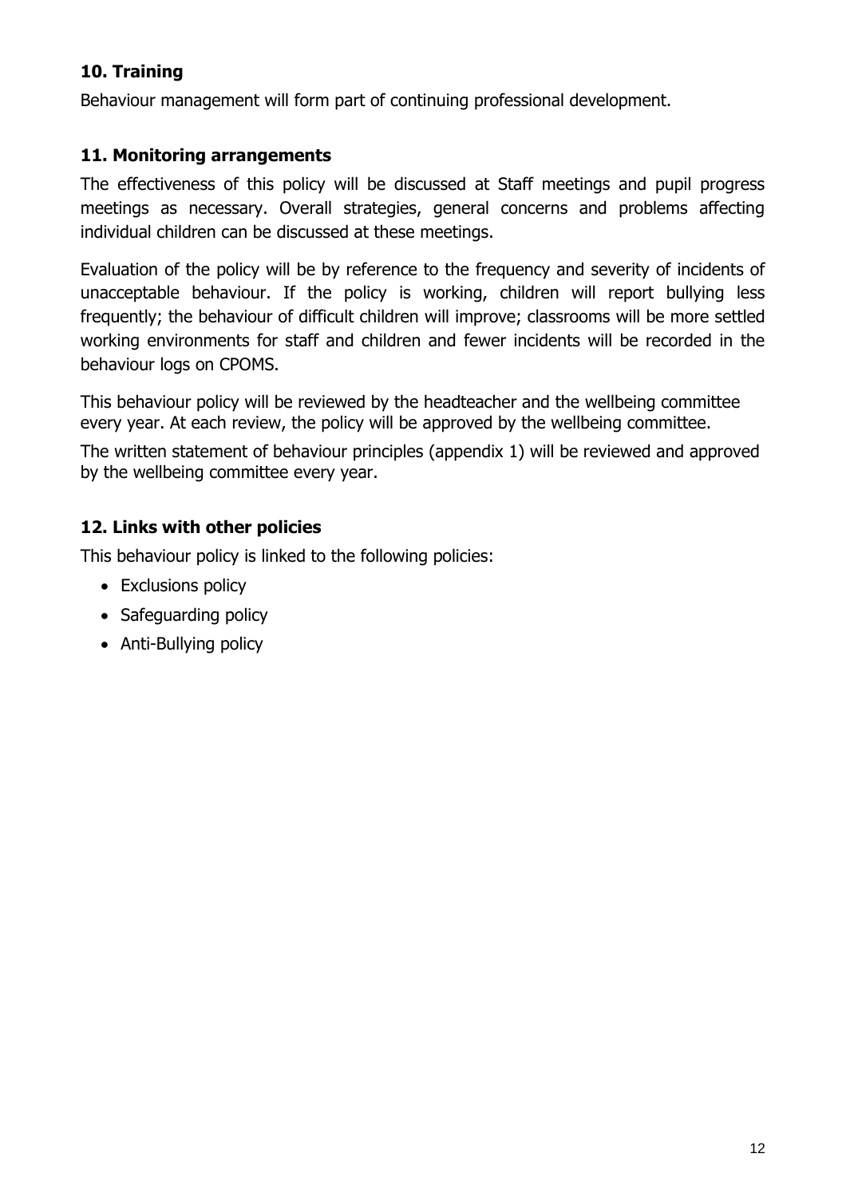## 10. Training

Behaviour management will form part of continuing professional development.

## 11. Monitoring arrangements

The effectiveness of this policy will be discussed at Staff meetings and pupil progress meetings as necessary. Overall strategies, general concerns and problems affecting individual children can be discussed at these meetings.

Evaluation of the policy will be by reference to the frequency and severity of incidents of unacceptable behaviour. If the policy is working, children will report bullying less frequently; the behaviour of difficult children will improve; classrooms will be more settled working environments for staff and children and fewer incidents will be recorded in the behaviour logs on CPOMS.

This behaviour policy will be reviewed by the headteacher and the wellbeing committee every year. At each review, the policy will be approved by the wellbeing committee.

The written statement of behaviour principles (appendix 1) will be reviewed and approved by the wellbeing committee every year.

## 12. Links with other policies

This behaviour policy is linked to the following policies:

- Exclusions policy
- Safeguarding policy
- Anti-Bullying policy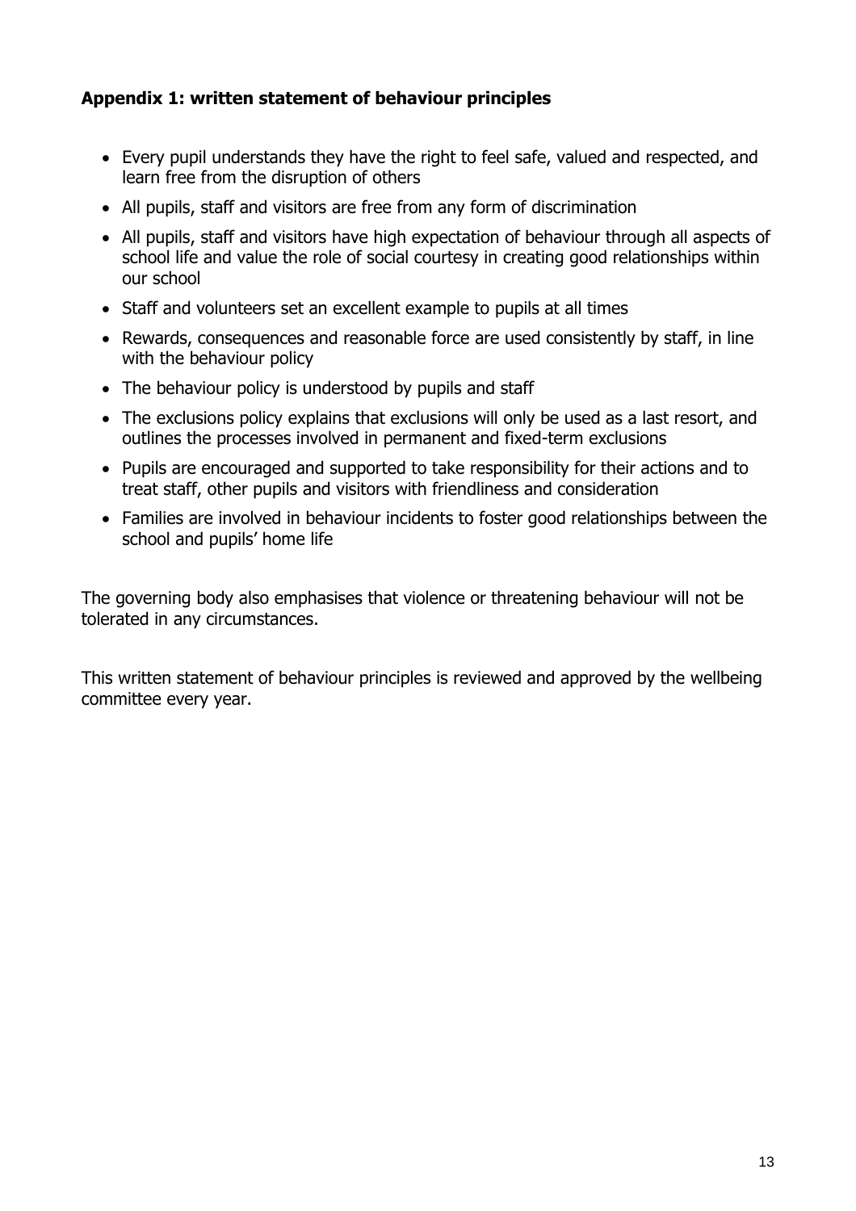## Appendix 1: written statement of behaviour principles

- Every pupil understands they have the right to feel safe, valued and respected, and learn free from the disruption of others
- All pupils, staff and visitors are free from any form of discrimination
- All pupils, staff and visitors have high expectation of behaviour through all aspects of school life and value the role of social courtesy in creating good relationships within our school
- Staff and volunteers set an excellent example to pupils at all times
- Rewards, consequences and reasonable force are used consistently by staff, in line with the behaviour policy
- The behaviour policy is understood by pupils and staff
- The exclusions policy explains that exclusions will only be used as a last resort, and outlines the processes involved in permanent and fixed-term exclusions
- Pupils are encouraged and supported to take responsibility for their actions and to treat staff, other pupils and visitors with friendliness and consideration
- Families are involved in behaviour incidents to foster good relationships between the school and pupils' home life

The governing body also emphasises that violence or threatening behaviour will not be tolerated in any circumstances.

This written statement of behaviour principles is reviewed and approved by the wellbeing committee every year.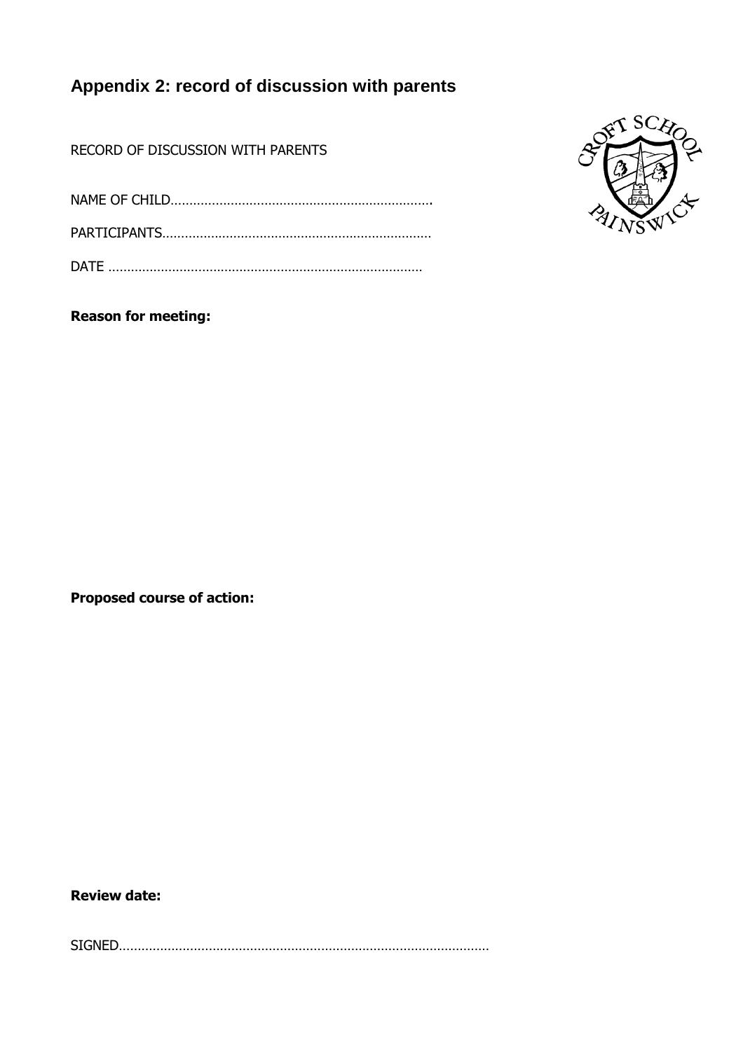## Appendix 2: record of discussion with parents

RECORD OF DISCUSSION WITH PARENTS

NAME OF CHILD…………………………………………………………….

PARTICIPANTS………………………………………………………………

DATE …………………………………………………………………………

**Reason for meeting:**

**Proposed course of action:**

**Review date:**

SIGNED………………………………………………………………………………………